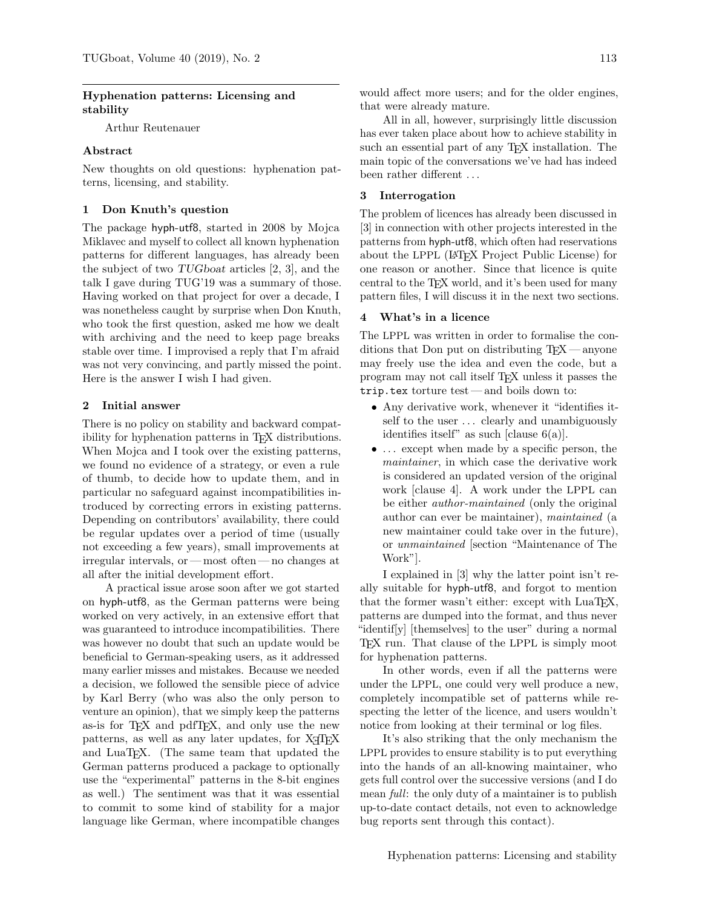## Hyphenation patterns: Licensing and stability

Arthur Reutenauer

### Abstract

New thoughts on old questions: hyphenation patterns, licensing, and stability.

### 1 Don Knuth's question

The package hyph-utf8, started in 2008 by Mojca Miklavec and myself to collect all known hyphenation patterns for different languages, has already been the subject of two *TUGboat* articles [2, 3], and the talk I gave during TUG'19 was a summary of those. Having worked on that project for over a decade, I was nonetheless caught by surprise when Don Knuth, who took the first question, asked me how we dealt with archiving and the need to keep page breaks stable over time. I improvised a reply that I'm afraid was not very convincing, and partly missed the point. Here is the answer I wish I had given.

### 2 Initial answer

There is no policy on stability and backward compatibility for hyphenation patterns in TeX distributions. When Mojca and I took over the existing patterns, we found no evidence of a strategy, or even a rule of thumb, to decide how to update them, and in particular no safeguard against incompatibilities introduced by correcting errors in existing patterns. Depending on contributors' availability, there could be regular updates over a period of time (usually not exceeding a few years), small improvements at irregular intervals, or — most often — no changes at all after the initial development effort.

A practical issue arose soon after we got started on hyph-utf8, as the German patterns were being worked on very actively, in an extensive effort that was guaranteed to introduce incompatibilities. There was however no doubt that such an update would be beneficial to German-speaking users, as it addressed many earlier misses and mistakes. Because we needed a decision, we followed the sensible piece of advice by Karl Berry (who was also the only person to venture an opinion), that we simply keep the patterns as-is for TeX and pdfTeX, and only use the new patterns, as well as any later updates, for XeTeX and LuaTeX. (The same team that updated the German patterns produced a package to optionally use the "experimental" patterns in the 8-bit engines as well.) The sentiment was that it was essential to commit to some kind of stability for a major language like German, where incompatible changes would affect more users; and for the older engines, that were already mature.

All in all, however, surprisingly little discussion has ever taken place about how to achieve stability in such an essential part of any TeX installation. The main topic of the conversations we've had has indeed been rather different . . .

### 3 Interrogation

The problem of licences has already been discussed in [3] in connection with other projects interested in the patterns from hyph-utf8, which often had reservations about the LPPL (LaTeX Project Public License) for one reason or another. Since that licence is quite central to the TeX world, and it's been used for many pattern files, I will discuss it in the next two sections.

### 4 What's in a licence

The LPPL was written in order to formalise the conditions that Don put on distributing TeX — anyone may freely use the idea and even the code, but a program may not call itself TeX unless it passes the `trip.tex` torture test — and boils down to:

- Any derivative work, whenever it "identifies itself to the user . . . clearly and unambiguously identifies itself" as such [clause 6(a)].
- . . . except when made by a specific person, the *maintainer*, in which case the derivative work is considered an updated version of the original work [clause 4]. A work under the LPPL can be either *author-maintained* (only the original author can ever be maintainer), *maintained* (a new maintainer could take over in the future), or *unmaintained* [section "Maintenance of The Work"].

I explained in [3] why the latter point isn't really suitable for hyph-utf8, and forgot to mention that the former wasn't either: except with LuaTeX, patterns are dumped into the format, and thus never "identif[y] [themselves] to the user" during a normal TeX run. That clause of the LPPL is simply moot for hyphenation patterns.

In other words, even if all the patterns were under the LPPL, one could very well produce a new, completely incompatible set of patterns while respecting the letter of the licence, and users wouldn't notice from looking at their terminal or log files.

It's also striking that the only mechanism the LPPL provides to ensure stability is to put everything into the hands of an all-knowing maintainer, who gets full control over the successive versions (and I do mean *full*: the only duty of a maintainer is to publish up-to-date contact details, not even to acknowledge bug reports sent through this contact).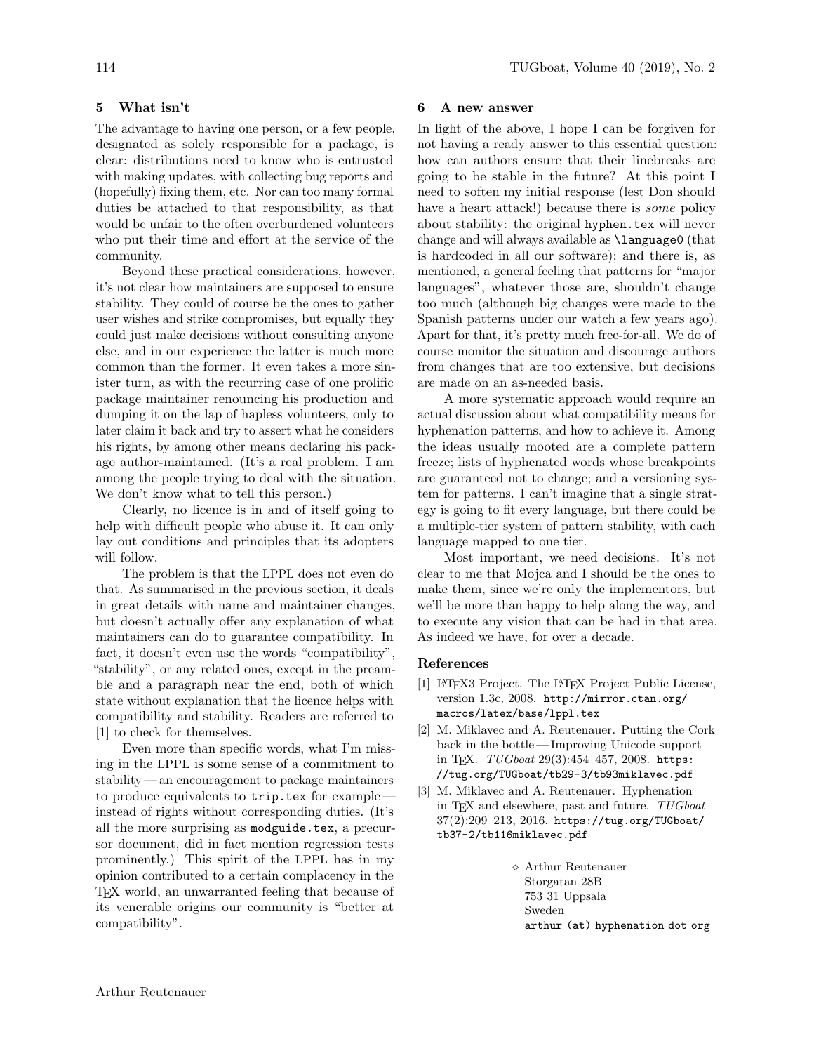## 5 What isn't

The advantage to having one person, or a few people, designated as solely responsible for a package, is clear: distributions need to know who is entrusted with making updates, with collecting bug reports and (hopefully) fixing them, etc. Nor can too many formal duties be attached to that responsibility, as that would be unfair to the often overburdened volunteers who put their time and effort at the service of the community.

Beyond these practical considerations, however, it's not clear how maintainers are supposed to ensure stability. They could of course be the ones to gather user wishes and strike compromises, but equally they could just make decisions without consulting anyone else, and in our experience the latter is much more common than the former. It even takes a more sinister turn, as with the recurring case of one prolific package maintainer renouncing his production and dumping it on the lap of hapless volunteers, only to later claim it back and try to assert what he considers his rights, by among other means declaring his package author-maintained. (It's a real problem. I am among the people trying to deal with the situation. We don't know what to tell this person.)

Clearly, no licence is in and of itself going to help with difficult people who abuse it. It can only lay out conditions and principles that its adopters will follow.

The problem is that the LPPL does not even do that. As summarised in the previous section, it deals in great details with name and maintainer changes, but doesn't actually offer any explanation of what maintainers can do to guarantee compatibility. In fact, it doesn't even use the words "compatibility", "stability", or any related ones, except in the preamble and a paragraph near the end, both of which state without explanation that the licence helps with compatibility and stability. Readers are referred to [1] to check for themselves.

Even more than specific words, what I'm missing in the LPPL is some sense of a commitment to stability — an encouragement to package maintainers to produce equivalents to `trip.tex` for example — instead of rights without corresponding duties. (It's all the more surprising as `modguide.tex`, a precursor document, did in fact mention regression tests prominently.) This spirit of the LPPL has in my opinion contributed to a certain complacency in the TeX world, an unwarranted feeling that because of its venerable origins our community is "better at compatibility".

## 6 A new answer

In light of the above, I hope I can be forgiven for not having a ready answer to this essential question: how can authors ensure that their linebreaks are going to be stable in the future? At this point I need to soften my initial response (lest Don should have a heart attack!) because there is *some* policy about stability: the original `hyphen.tex` will never change and will always available as `\language0` (that is hardcoded in all our software); and there is, as mentioned, a general feeling that patterns for "major languages", whatever those are, shouldn't change too much (although big changes were made to the Spanish patterns under our watch a few years ago). Apart for that, it's pretty much free-for-all. We do of course monitor the situation and discourage authors from changes that are too extensive, but decisions are made on an as-needed basis.

A more systematic approach would require an actual discussion about what compatibility means for hyphenation patterns, and how to achieve it. Among the ideas usually mooted are a complete pattern freeze; lists of hyphenated words whose breakpoints are guaranteed not to change; and a versioning system for patterns. I can't imagine that a single strategy is going to fit every language, but there could be a multiple-tier system of pattern stability, with each language mapped to one tier.

Most important, we need decisions. It's not clear to me that Mojca and I should be the ones to make them, since we're only the implementors, but we'll be more than happy to help along the way, and to execute any vision that can be had in that area. As indeed we have, for over a decade.

### References

[1] LaTeX3 Project. The LaTeX Project Public License, version 1.3c, 2008. http://mirror.ctan.org/macros/latex/base/lppl.tex

[2] M. Miklavec and A. Reutenauer. Putting the Cork back in the bottle — Improving Unicode support in TeX. *TUGboat* 29(3):454–457, 2008. https://tug.org/TUGboat/tb29-3/tb93miklavec.pdf

[3] M. Miklavec and A. Reutenauer. Hyphenation in TeX and elsewhere, past and future. *TUGboat* 37(2):209–213, 2016. https://tug.org/TUGboat/tb37-2/tb116miklavec.pdf

⋄ Arthur Reutenauer
Storgatan 28B
753 31 Uppsala
Sweden
arthur (at) hyphenation dot org